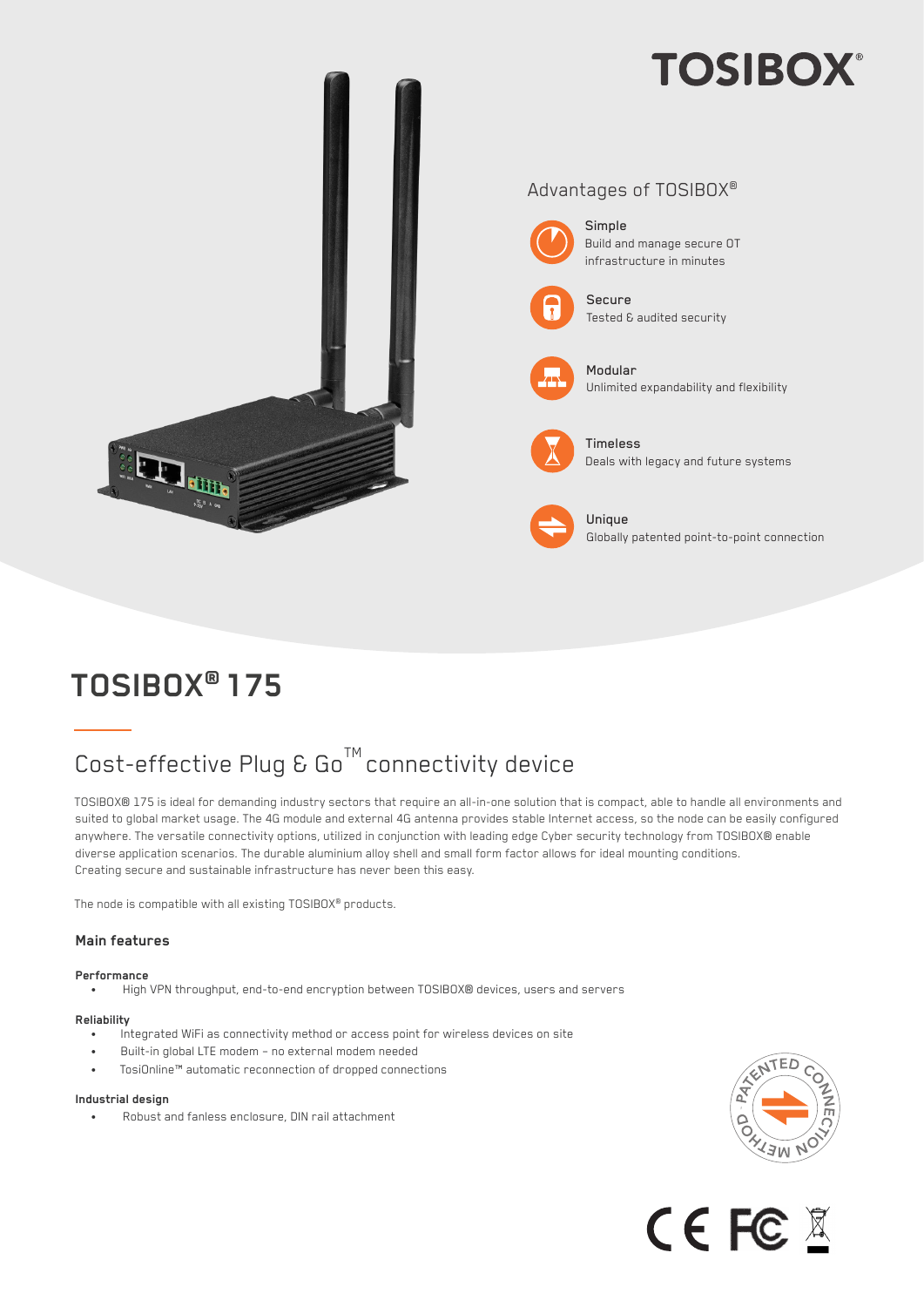TOSIBOX®

## Advantages of TOSIBOX®

**Simple**
Build and manage secure OT infrastructure in minutes

**Secure**
Tested & audited security

**Modular**
Unlimited expandability and flexibility

**Timeless**
Deals with legacy and future systems

**Unique**
Globally patented point-to-point connection

# TOSIBOX® 175

## Cost-effective Plug & Go™ connectivity device

TOSIBOX® 175 is ideal for demanding industry sectors that require an all-in-one solution that is compact, able to handle all environments and suited to global market usage. The 4G module and external 4G antenna provides stable Internet access, so the node can be easily configured anywhere. The versatile connectivity options, utilized in conjunction with leading edge Cyber security technology from TOSIBOX® enable diverse application scenarios. The durable aluminium alloy shell and small form factor allows for ideal mounting conditions.
Creating secure and sustainable infrastructure has never been this easy.

The node is compatible with all existing TOSIBOX® products.

### Main features

**Performance**

- High VPN throughput, end-to-end encryption between TOSIBOX® devices, users and servers

**Reliability**

- Integrated WiFi as connectivity method or access point for wireless devices on site
- Built-in global LTE modem – no external modem needed
- TosiOnline™ automatic reconnection of dropped connections

**Industrial design**

- Robust and fanless enclosure, DIN rail attachment

PATENTED CONNECTION METHOD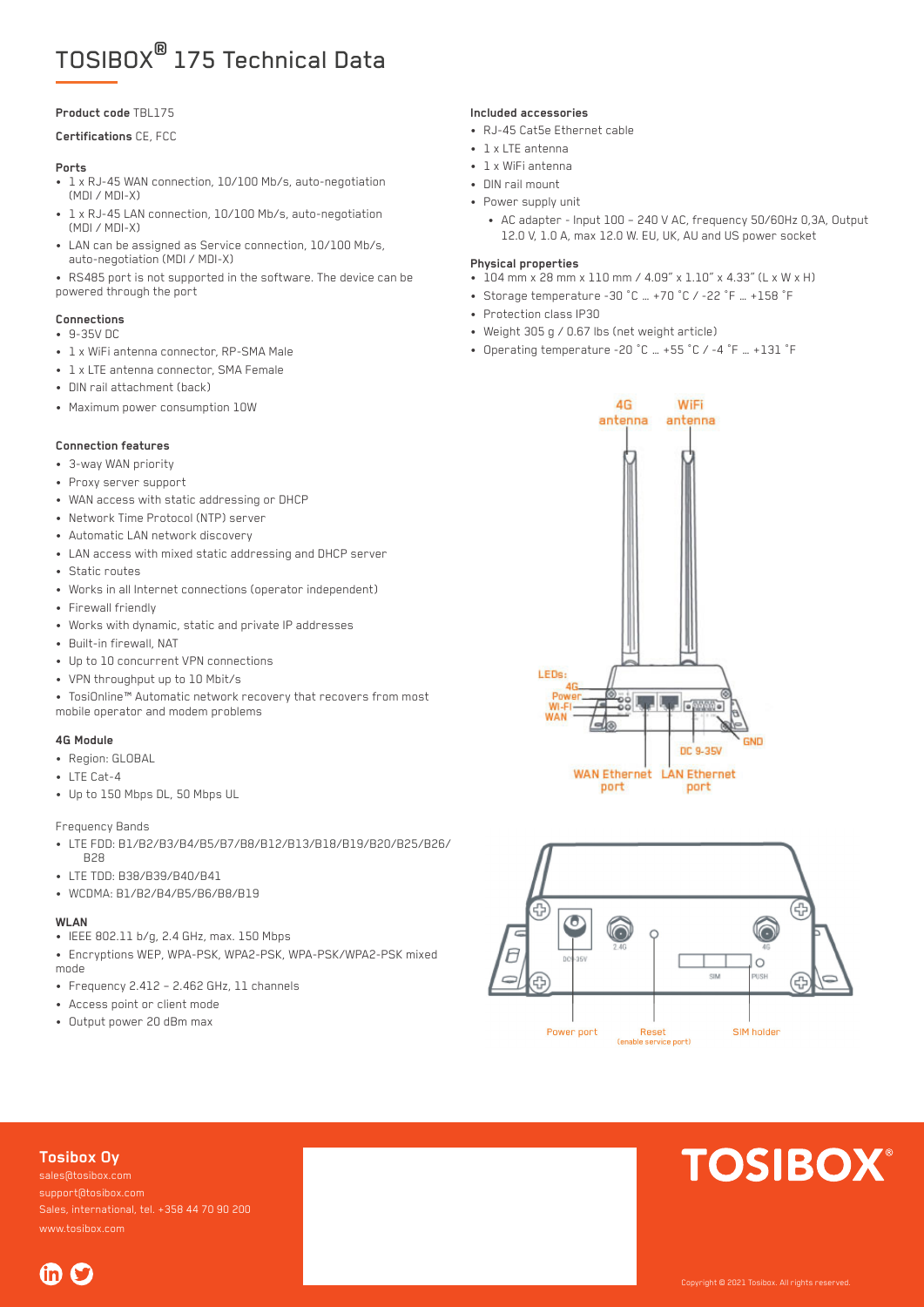# TOSIBOX® 175 Technical Data

**Product code** TBL175

**Certifications** CE, FCC

**Ports**

- 1 x RJ-45 WAN connection, 10/100 Mb/s, auto-negotiation (MDI / MDI-X)
- 1 x RJ-45 LAN connection, 10/100 Mb/s, auto-negotiation (MDI / MDI-X)
- LAN can be assigned as Service connection, 10/100 Mb/s, auto-negotiation (MDI / MDI-X)
- RS485 port is not supported in the software. The device can be powered through the port

**Connections**

- 9-35V DC
- 1 x WiFi antenna connector, RP-SMA Male
- 1 x LTE antenna connector, SMA Female
- DIN rail attachment (back)
- Maximum power consumption 10W

**Connection features**

- 3-way WAN priority
- Proxy server support
- WAN access with static addressing or DHCP
- Network Time Protocol (NTP) server
- Automatic LAN network discovery
- LAN access with mixed static addressing and DHCP server
- Static routes
- Works in all Internet connections (operator independent)
- Firewall friendly
- Works with dynamic, static and private IP addresses
- Built-in firewall, NAT
- Up to 10 concurrent VPN connections
- VPN throughput up to 10 Mbit/s
- TosiOnline™ Automatic network recovery that recovers from most mobile operator and modem problems

**4G Module**

- Region: GLOBAL
- LTE Cat-4
- Up to 150 Mbps DL, 50 Mbps UL

Frequency Bands

- LTE FDD: B1/B2/B3/B4/B5/B7/B8/B12/B13/B18/B19/B20/B25/B26/B28
- LTE TDD: B38/B39/B40/B41
- WCDMA: B1/B2/B4/B5/B6/B8/B19

**WLAN**

- IEEE 802.11 b/g, 2.4 GHz, max. 150 Mbps
- Encryptions WEP, WPA-PSK, WPA2-PSK, WPA-PSK/WPA2-PSK mixed mode
- Frequency 2.412 – 2.462 GHz, 11 channels
- Access point or client mode
- Output power 20 dBm max

**Included accessories**

- RJ-45 Cat5e Ethernet cable
- 1 x LTE antenna
- 1 x WiFi antenna
- DIN rail mount
- Power supply unit
  - AC adapter - Input 100 – 240 V AC, frequency 50/60Hz 0,3A, Output 12.0 V, 1.0 A, max 12.0 W. EU, UK, AU and US power socket

**Physical properties**

- 104 mm x 28 mm x 110 mm / 4.09" x 1.10" x 4.33" (L x W x H)
- Storage temperature -30 °C … +70 °C / -22 °F … +158 °F
- Protection class IP30
- Weight 305 g / 0.67 lbs (net weight article)
- Operating temperature -20 °C … +55 °C / -4 °F … +131 °F

4G antenna
WiFi antenna
LEDs:
4G
Power
Wi-Fi
WAN
GND
DC 9-35V
WAN Ethernet port
LAN Ethernet port

Power port
Reset (enable service port)
SIM holder

**Tosibox Oy**

sales@tosibox.com
support@tosibox.com
Sales, international, tel. +358 44 70 90 200
www.tosibox.com

TOSIBOX®

Copyright © 2021 Tosibox. All rights reserved.